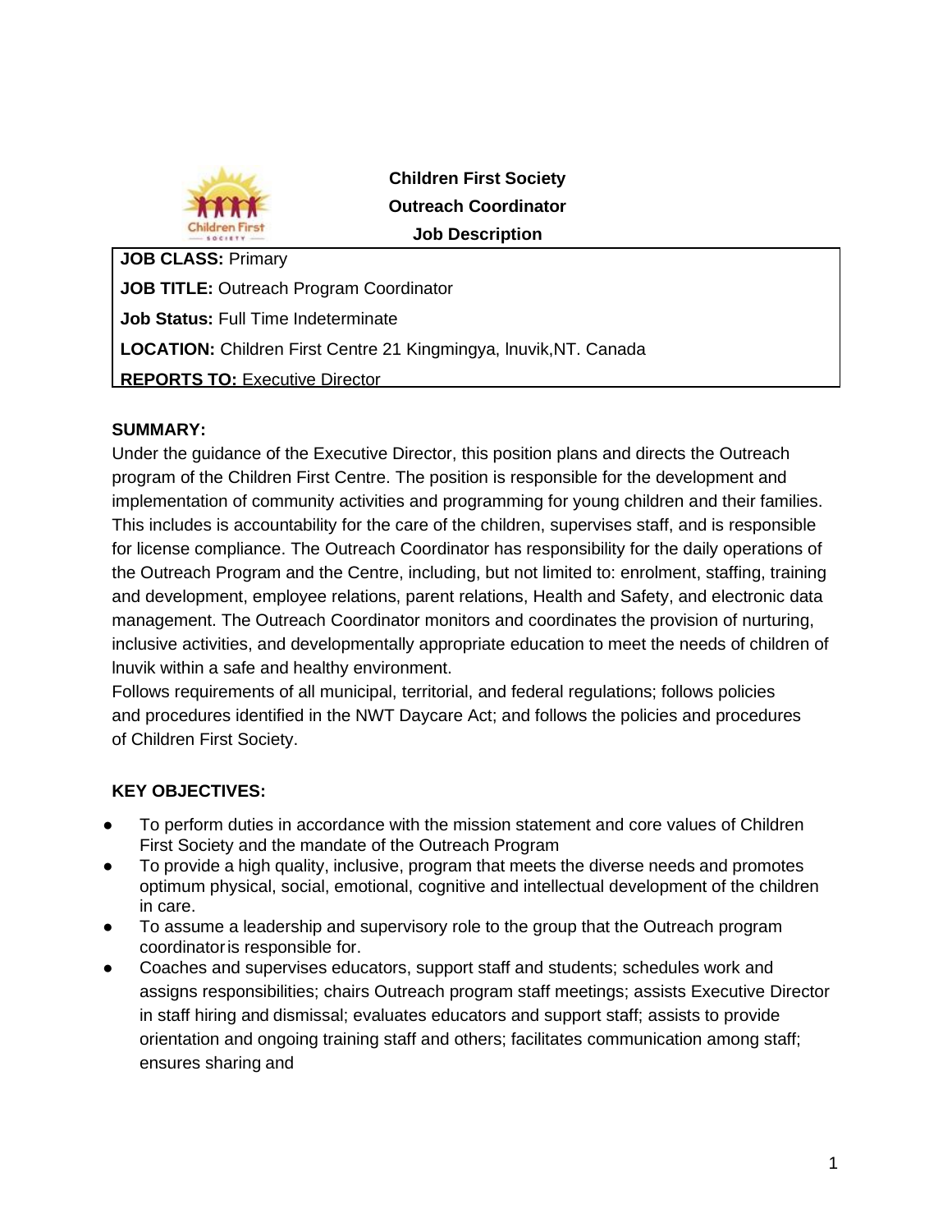**Children First Society**
**Outreach Coordinator**
**Job Description**

**JOB CLASS:** Primary
**JOB TITLE:** Outreach Program Coordinator
**Job Status:** Full Time Indeterminate
**LOCATION:** Children First Centre 21 Kingmingya, lnuvik,NT. Canada
**REPORTS TO:** Executive Director

**SUMMARY:**

Under the guidance of the Executive Director, this position plans and directs the Outreach program of the Children First Centre. The position is responsible for the development and implementation of community activities and programming for young children and their families. This includes is accountability for the care of the children, supervises staff, and is responsible for license compliance. The Outreach Coordinator has responsibility for the daily operations of the Outreach Program and the Centre, including, but not limited to: enrolment, staffing, training and development, employee relations, parent relations, Health and Safety, and electronic data management. The Outreach Coordinator monitors and coordinates the provision of nurturing, inclusive activities, and developmentally appropriate education to meet the needs of children of lnuvik within a safe and healthy environment.

Follows requirements of all municipal, territorial, and federal regulations; follows policies and procedures identified in the NWT Daycare Act; and follows the policies and procedures of Children First Society.

**KEY OBJECTIVES:**

- To perform duties in accordance with the mission statement and core values of Children First Society and the mandate of the Outreach Program
- To provide a high quality, inclusive, program that meets the diverse needs and promotes optimum physical, social, emotional, cognitive and intellectual development of the children in care.
- To assume a leadership and supervisory role to the group that the Outreach program coordinator is responsible for.
- Coaches and supervises educators, support staff and students; schedules work and assigns responsibilities; chairs Outreach program staff meetings; assists Executive Director in staff hiring and dismissal; evaluates educators and support staff; assists to provide orientation and ongoing training staff and others; facilitates communication among staff; ensures sharing and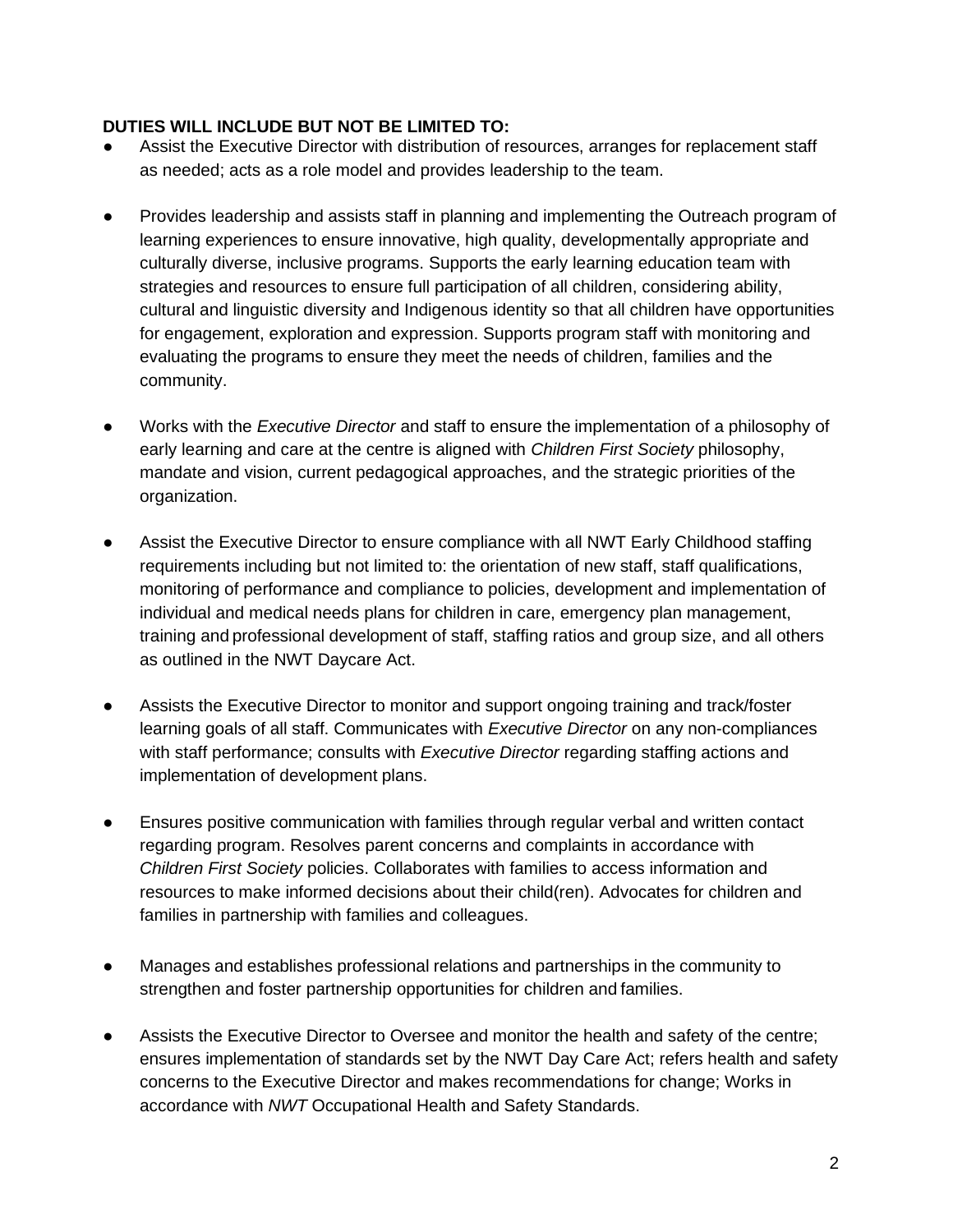**DUTIES WILL INCLUDE BUT NOT BE LIMITED TO:**

- Assist the Executive Director with distribution of resources, arranges for replacement staff as needed; acts as a role model and provides leadership to the team.
- Provides leadership and assists staff in planning and implementing the Outreach program of learning experiences to ensure innovative, high quality, developmentally appropriate and culturally diverse, inclusive programs. Supports the early learning education team with strategies and resources to ensure full participation of all children, considering ability, cultural and linguistic diversity and Indigenous identity so that all children have opportunities for engagement, exploration and expression. Supports program staff with monitoring and evaluating the programs to ensure they meet the needs of children, families and the community.
- Works with the *Executive Director* and staff to ensure the implementation of a philosophy of early learning and care at the centre is aligned with *Children First Society* philosophy, mandate and vision, current pedagogical approaches, and the strategic priorities of the organization.
- Assist the Executive Director to ensure compliance with all NWT Early Childhood staffing requirements including but not limited to: the orientation of new staff, staff qualifications, monitoring of performance and compliance to policies, development and implementation of individual and medical needs plans for children in care, emergency plan management, training and professional development of staff, staffing ratios and group size, and all others as outlined in the NWT Daycare Act.
- Assists the Executive Director to monitor and support ongoing training and track/foster learning goals of all staff. Communicates with *Executive Director* on any non-compliances with staff performance; consults with *Executive Director* regarding staffing actions and implementation of development plans.
- Ensures positive communication with families through regular verbal and written contact regarding program. Resolves parent concerns and complaints in accordance with *Children First Society* policies. Collaborates with families to access information and resources to make informed decisions about their child(ren). Advocates for children and families in partnership with families and colleagues.
- Manages and establishes professional relations and partnerships in the community to strengthen and foster partnership opportunities for children and families.
- Assists the Executive Director to Oversee and monitor the health and safety of the centre; ensures implementation of standards set by the NWT Day Care Act; refers health and safety concerns to the Executive Director and makes recommendations for change; Works in accordance with *NWT* Occupational Health and Safety Standards.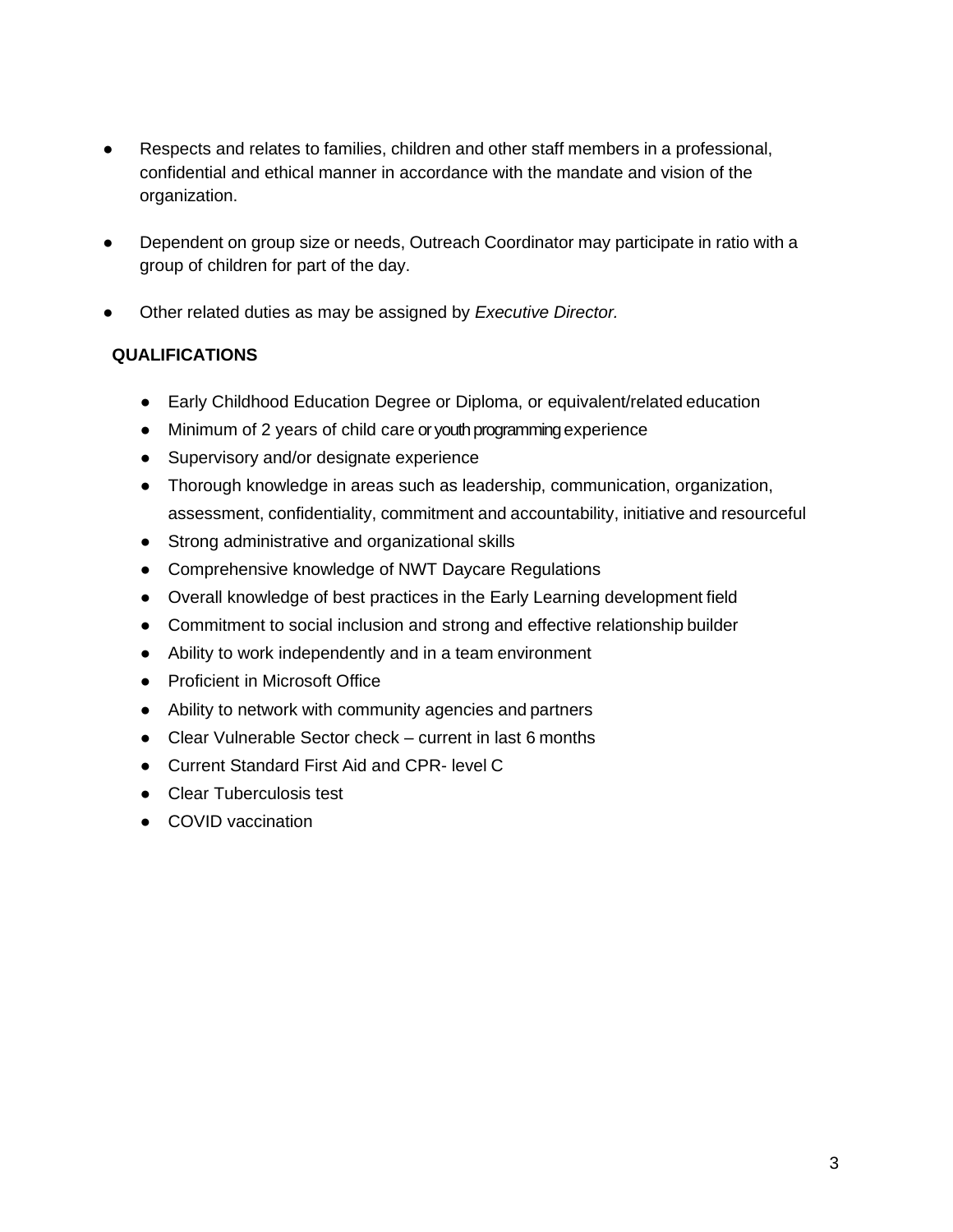- Respects and relates to families, children and other staff members in a professional, confidential and ethical manner in accordance with the mandate and vision of the organization.

- Dependent on group size or needs, Outreach Coordinator may participate in ratio with a group of children for part of the day.

- Other related duties as may be assigned by *Executive Director.*

**QUALIFICATIONS**

- Early Childhood Education Degree or Diploma, or equivalent/related education
- Minimum of 2 years of child care or youth programming experience
- Supervisory and/or designate experience
- Thorough knowledge in areas such as leadership, communication, organization, assessment, confidentiality, commitment and accountability, initiative and resourceful
- Strong administrative and organizational skills
- Comprehensive knowledge of NWT Daycare Regulations
- Overall knowledge of best practices in the Early Learning development field
- Commitment to social inclusion and strong and effective relationship builder
- Ability to work independently and in a team environment
- Proficient in Microsoft Office
- Ability to network with community agencies and partners
- Clear Vulnerable Sector check – current in last 6 months
- Current Standard First Aid and CPR- level C
- Clear Tuberculosis test
- COVID vaccination